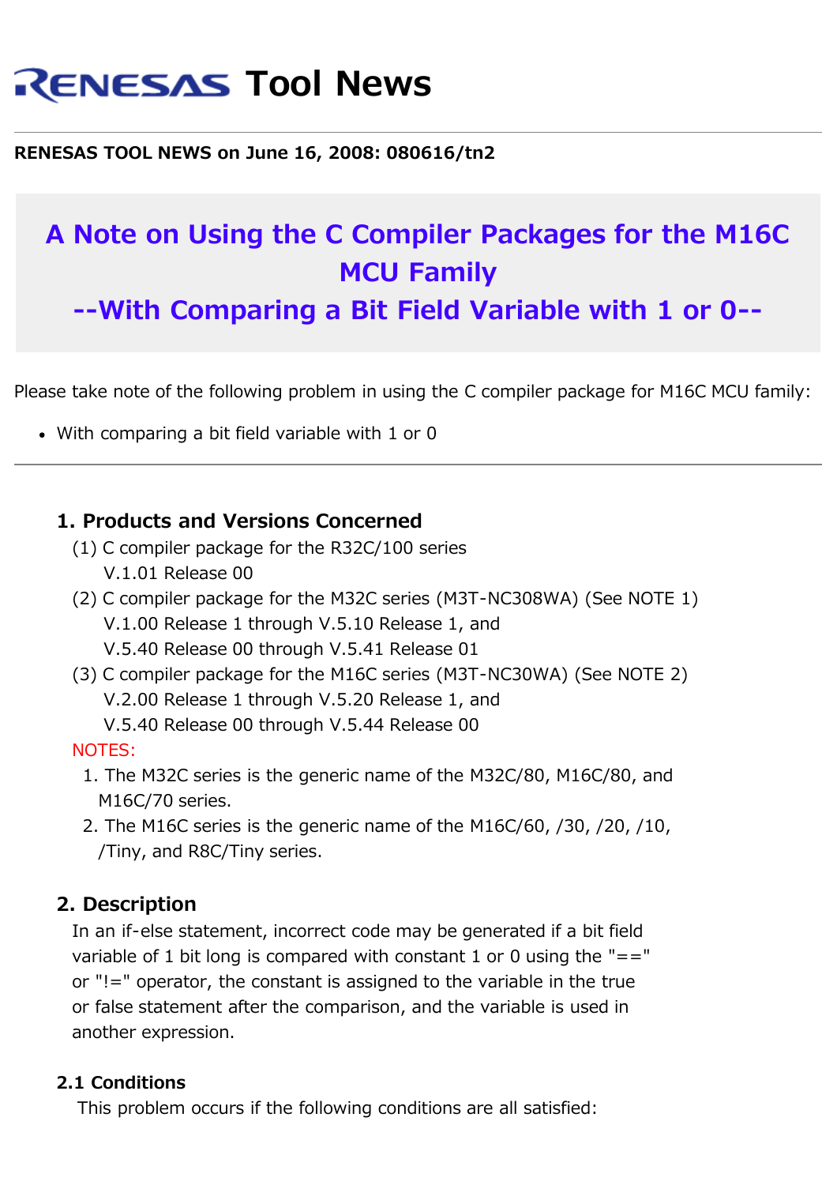# RENESAS Tool News

**RENESAS TOOL NEWS on June 16, 2008: 080616/tn2**

## A Note on Using the C Compiler Packages for the M16C MCU Family
## --With Comparing a Bit Field Variable with 1 or 0--

Please take note of the following problem in using the C compiler package for M16C MCU family:

- With comparing a bit field variable with 1 or 0

---

### 1. Products and Versions Concerned

(1) C compiler package for the R32C/100 series
  V.1.01 Release 00

(2) C compiler package for the M32C series (M3T-NC308WA) (See NOTE 1)
  V.1.00 Release 1 through V.5.10 Release 1, and
  V.5.40 Release 00 through V.5.41 Release 01

(3) C compiler package for the M16C series (M3T-NC30WA) (See NOTE 2)
  V.2.00 Release 1 through V.5.20 Release 1, and
  V.5.40 Release 00 through V.5.44 Release 00

NOTES:

1. The M32C series is the generic name of the M32C/80, M16C/80, and M16C/70 series.
2. The M16C series is the generic name of the M16C/60, /30, /20, /10, /Tiny, and R8C/Tiny series.

### 2. Description

In an if-else statement, incorrect code may be generated if a bit field variable of 1 bit long is compared with constant 1 or 0 using the "==" or "!=" operator, the constant is assigned to the variable in the true or false statement after the comparison, and the variable is used in another expression.

#### 2.1 Conditions

This problem occurs if the following conditions are all satisfied: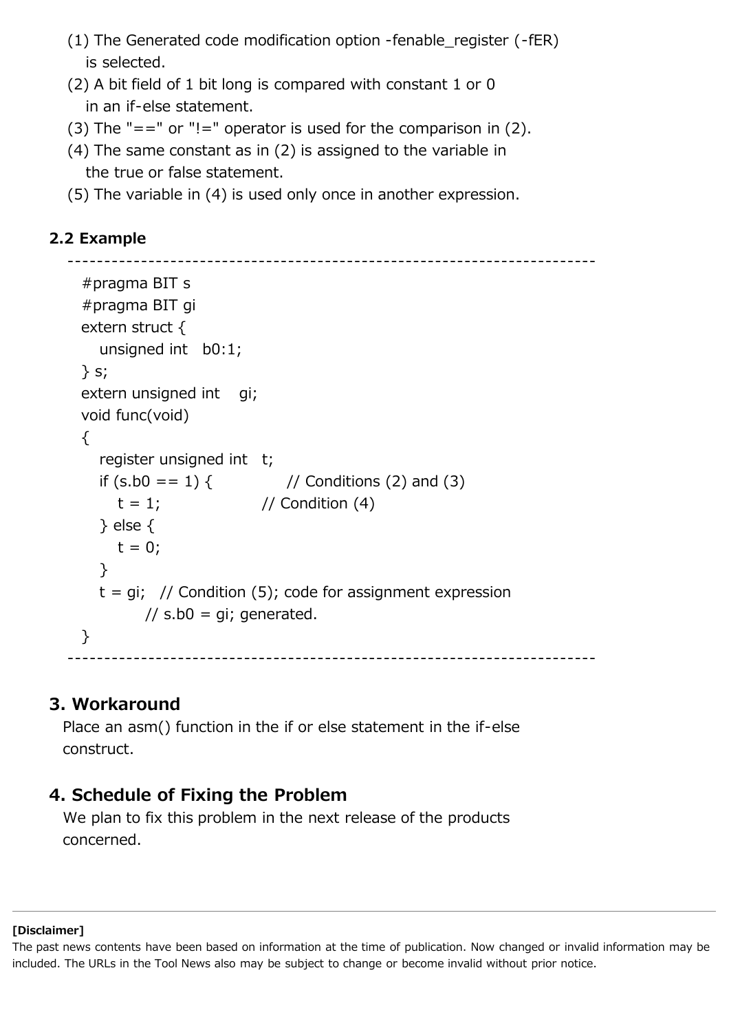(1) The Generated code modification option -fenable_register (-fER) is selected.
(2) A bit field of 1 bit long is compared with constant 1 or 0 in an if-else statement.
(3) The "==" or "!=" operator is used for the comparison in (2).
(4) The same constant as in (2) is assigned to the variable in the true or false statement.
(5) The variable in (4) is used only once in another expression.

### 2.2 Example

```
---------------------------------------------------------------------
  #pragma BIT s
  #pragma BIT gi
  extern struct {
     unsigned int   b0:1;
  } s;
  extern unsigned int    gi;
  void func(void)
  {
     register unsigned int   t;
     if (s.b0 == 1) {              // Conditions (2) and (3)
        t = 1;                  // Condition (4)
     } else {
        t = 0;
     }
     t = gi;   // Condition (5); code for assignment expression
           // s.b0 = gi; generated.
  }
---------------------------------------------------------------------
```

## 3. Workaround

Place an asm() function in the if or else statement in the if-else construct.

## 4. Schedule of Fixing the Problem

We plan to fix this problem in the next release of the products concerned.

---

**[Disclaimer]**
The past news contents have been based on information at the time of publication. Now changed or invalid information may be included. The URLs in the Tool News also may be subject to change or become invalid without prior notice.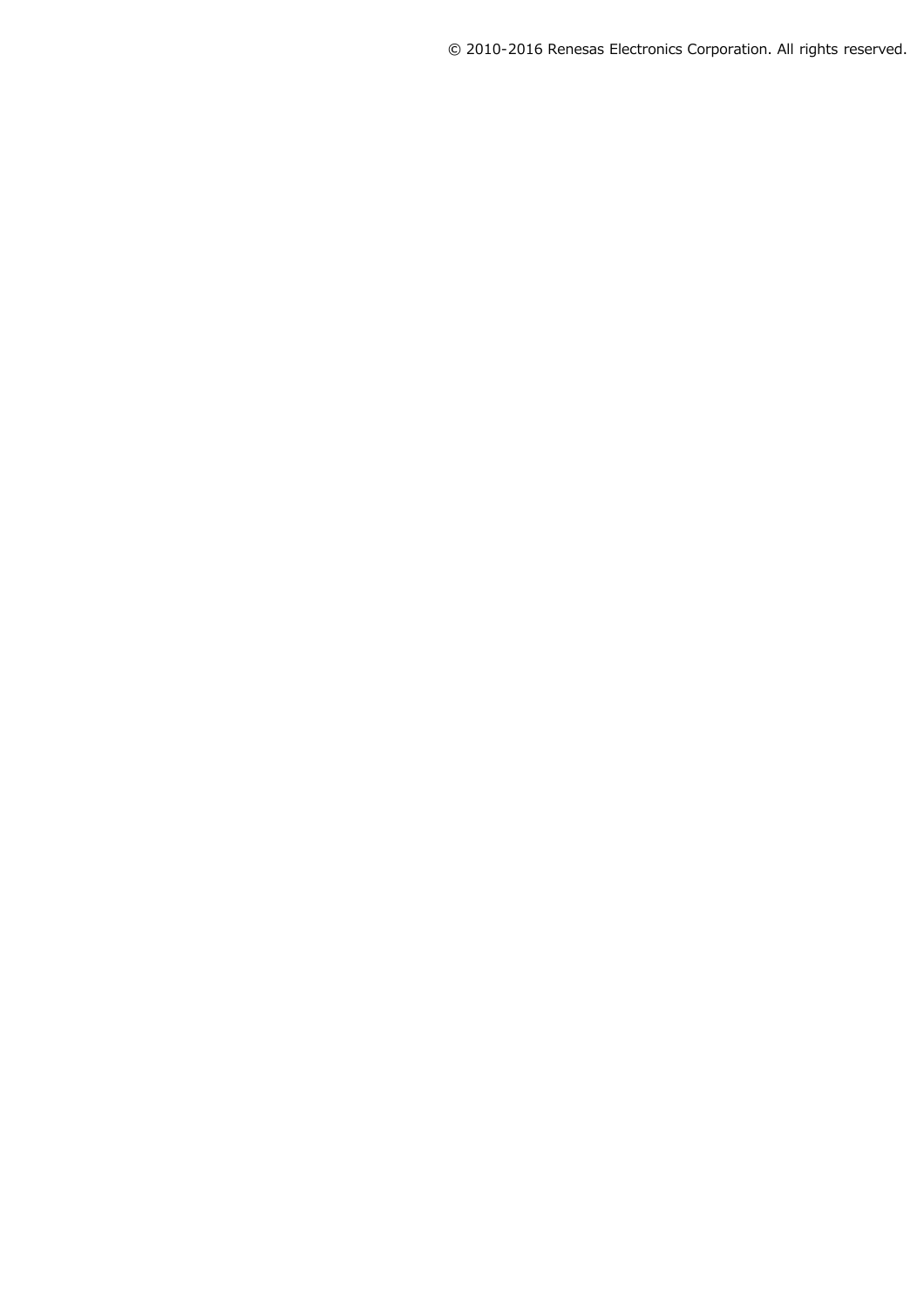© 2010-2016 Renesas Electronics Corporation. All rights reserved.